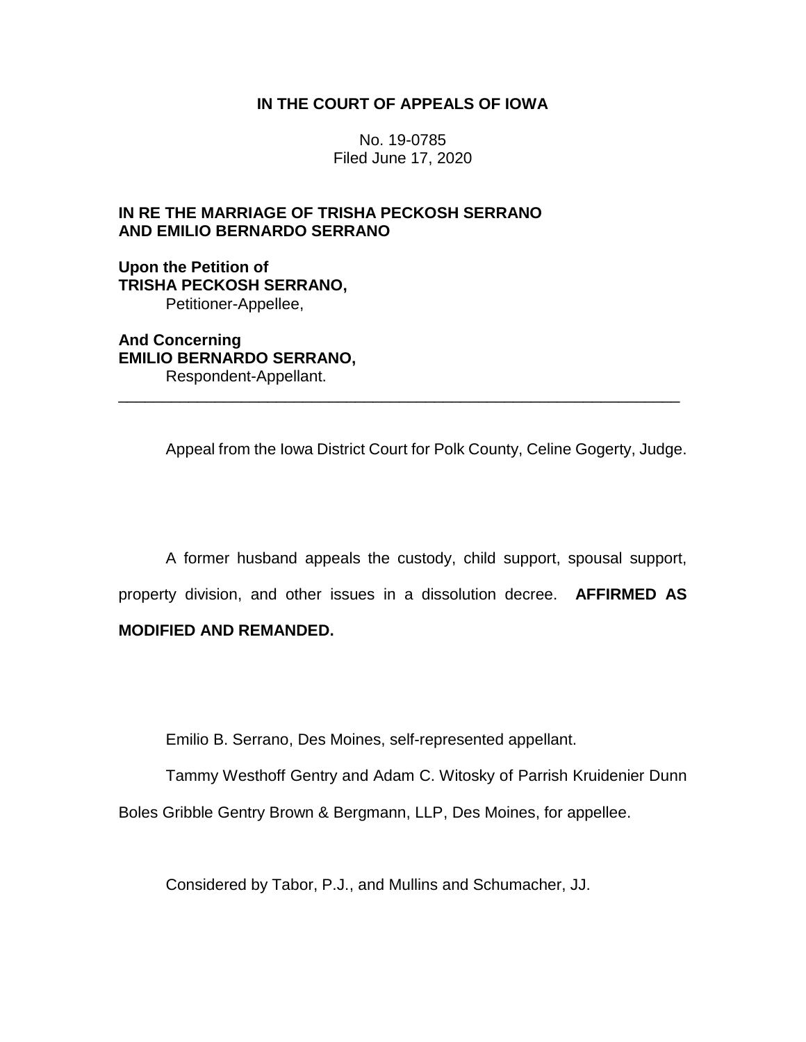**IN THE COURT OF APPEALS OF IOWA**

No. 19-0785
Filed June 17, 2020

**IN RE THE MARRIAGE OF TRISHA PECKOSH SERRANO AND EMILIO BERNARDO SERRANO**

**Upon the Petition of**
**TRISHA PECKOSH SERRANO,**
Petitioner-Appellee,

**And Concerning**
**EMILIO BERNARDO SERRANO,**
Respondent-Appellant.

---

Appeal from the Iowa District Court for Polk County, Celine Gogerty, Judge.

A former husband appeals the custody, child support, spousal support, property division, and other issues in a dissolution decree. **AFFIRMED AS MODIFIED AND REMANDED.**

Emilio B. Serrano, Des Moines, self-represented appellant.

Tammy Westhoff Gentry and Adam C. Witosky of Parrish Kruidenier Dunn Boles Gribble Gentry Brown & Bergmann, LLP, Des Moines, for appellee.

Considered by Tabor, P.J., and Mullins and Schumacher, JJ.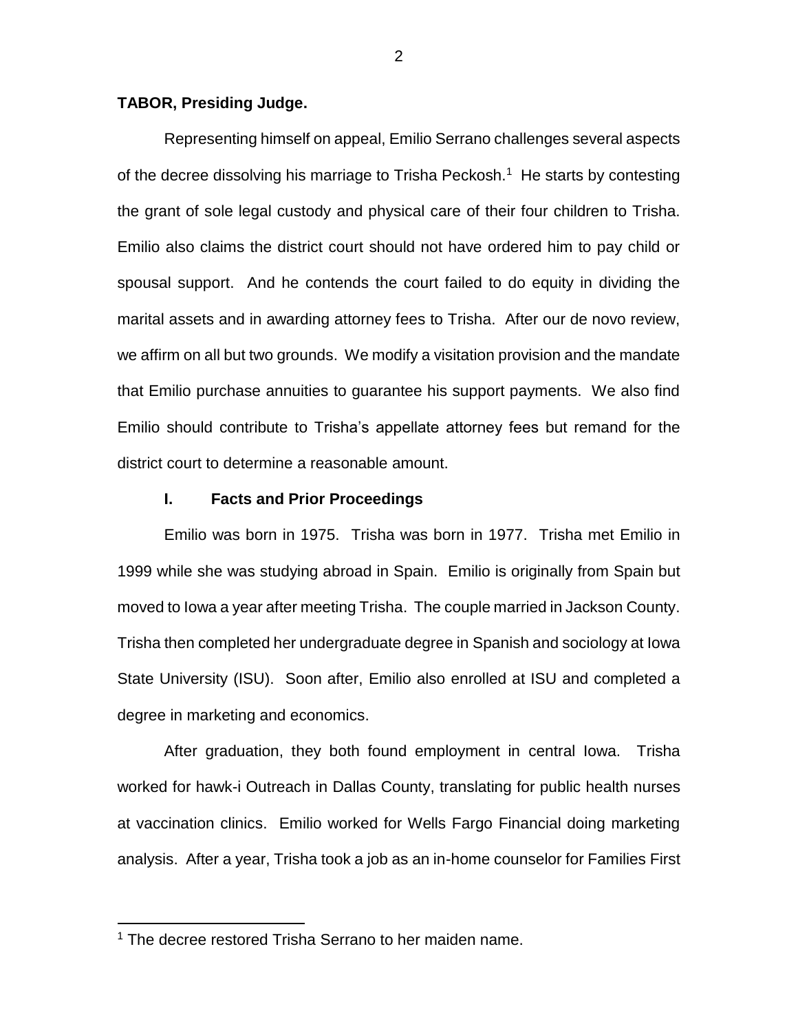**TABOR, Presiding Judge.**

Representing himself on appeal, Emilio Serrano challenges several aspects of the decree dissolving his marriage to Trisha Peckosh.[1] He starts by contesting the grant of sole legal custody and physical care of their four children to Trisha. Emilio also claims the district court should not have ordered him to pay child or spousal support. And he contends the court failed to do equity in dividing the marital assets and in awarding attorney fees to Trisha. After our de novo review, we affirm on all but two grounds. We modify a visitation provision and the mandate that Emilio purchase annuities to guarantee his support payments. We also find Emilio should contribute to Trisha's appellate attorney fees but remand for the district court to determine a reasonable amount.

## I. Facts and Prior Proceedings

Emilio was born in 1975. Trisha was born in 1977. Trisha met Emilio in 1999 while she was studying abroad in Spain. Emilio is originally from Spain but moved to Iowa a year after meeting Trisha. The couple married in Jackson County. Trisha then completed her undergraduate degree in Spanish and sociology at Iowa State University (ISU). Soon after, Emilio also enrolled at ISU and completed a degree in marketing and economics.

After graduation, they both found employment in central Iowa. Trisha worked for hawk-i Outreach in Dallas County, translating for public health nurses at vaccination clinics. Emilio worked for Wells Fargo Financial doing marketing analysis. After a year, Trisha took a job as an in-home counselor for Families First

[1] The decree restored Trisha Serrano to her maiden name.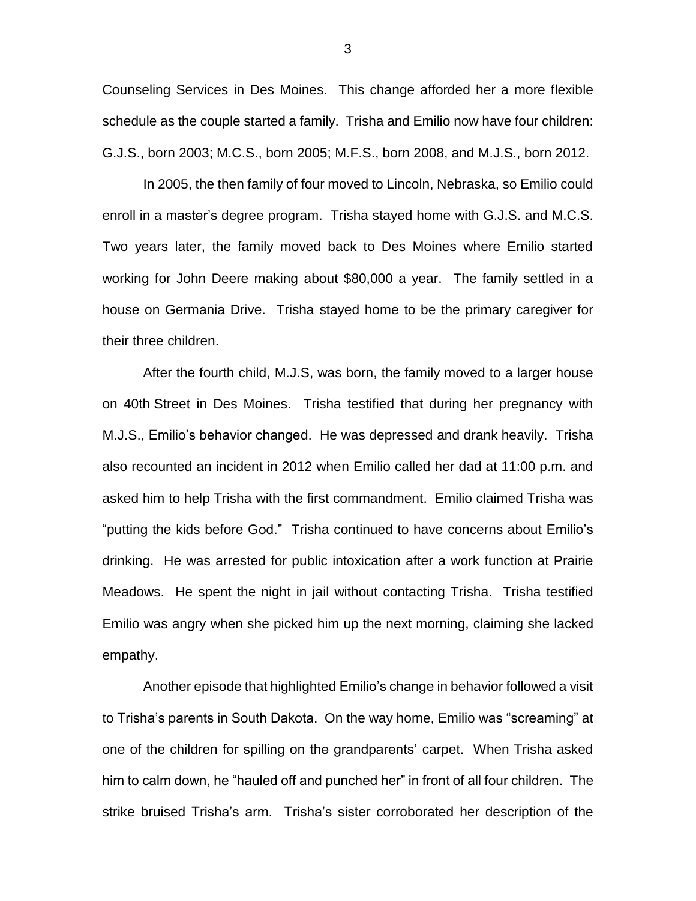Counseling Services in Des Moines. This change afforded her a more flexible schedule as the couple started a family. Trisha and Emilio now have four children: G.J.S., born 2003; M.C.S., born 2005; M.F.S., born 2008, and M.J.S., born 2012.

In 2005, the then family of four moved to Lincoln, Nebraska, so Emilio could enroll in a master's degree program. Trisha stayed home with G.J.S. and M.C.S. Two years later, the family moved back to Des Moines where Emilio started working for John Deere making about $80,000 a year. The family settled in a house on Germania Drive. Trisha stayed home to be the primary caregiver for their three children.

After the fourth child, M.J.S, was born, the family moved to a larger house on 40th Street in Des Moines. Trisha testified that during her pregnancy with M.J.S., Emilio's behavior changed. He was depressed and drank heavily. Trisha also recounted an incident in 2012 when Emilio called her dad at 11:00 p.m. and asked him to help Trisha with the first commandment. Emilio claimed Trisha was "putting the kids before God." Trisha continued to have concerns about Emilio's drinking. He was arrested for public intoxication after a work function at Prairie Meadows. He spent the night in jail without contacting Trisha. Trisha testified Emilio was angry when she picked him up the next morning, claiming she lacked empathy.

Another episode that highlighted Emilio's change in behavior followed a visit to Trisha's parents in South Dakota. On the way home, Emilio was "screaming" at one of the children for spilling on the grandparents' carpet. When Trisha asked him to calm down, he "hauled off and punched her" in front of all four children. The strike bruised Trisha's arm. Trisha's sister corroborated her description of the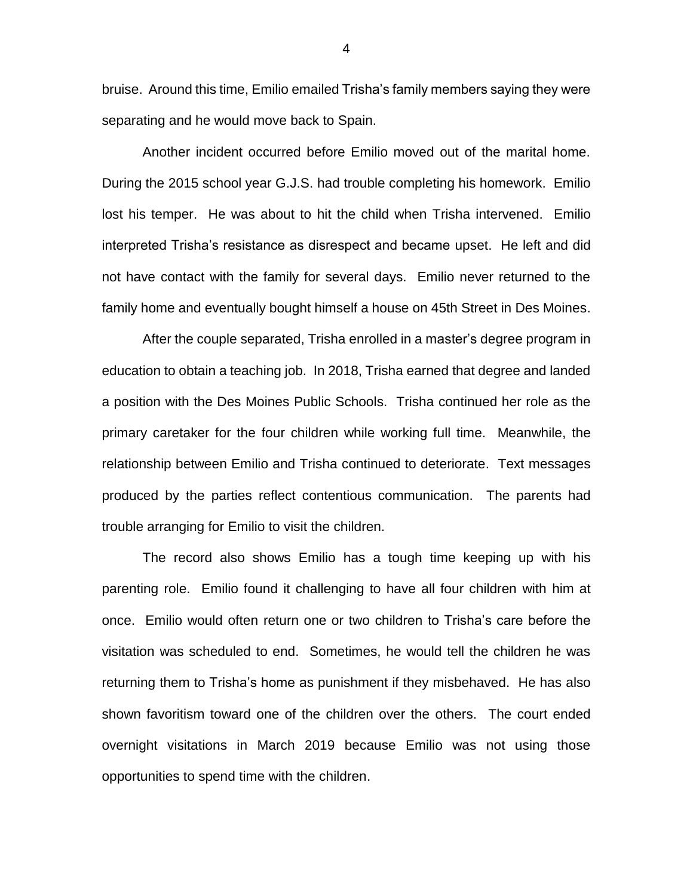bruise. Around this time, Emilio emailed Trisha's family members saying they were separating and he would move back to Spain.

Another incident occurred before Emilio moved out of the marital home. During the 2015 school year G.J.S. had trouble completing his homework. Emilio lost his temper. He was about to hit the child when Trisha intervened. Emilio interpreted Trisha's resistance as disrespect and became upset. He left and did not have contact with the family for several days. Emilio never returned to the family home and eventually bought himself a house on 45th Street in Des Moines.

After the couple separated, Trisha enrolled in a master's degree program in education to obtain a teaching job. In 2018, Trisha earned that degree and landed a position with the Des Moines Public Schools. Trisha continued her role as the primary caretaker for the four children while working full time. Meanwhile, the relationship between Emilio and Trisha continued to deteriorate. Text messages produced by the parties reflect contentious communication. The parents had trouble arranging for Emilio to visit the children.

The record also shows Emilio has a tough time keeping up with his parenting role. Emilio found it challenging to have all four children with him at once. Emilio would often return one or two children to Trisha's care before the visitation was scheduled to end. Sometimes, he would tell the children he was returning them to Trisha's home as punishment if they misbehaved. He has also shown favoritism toward one of the children over the others. The court ended overnight visitations in March 2019 because Emilio was not using those opportunities to spend time with the children.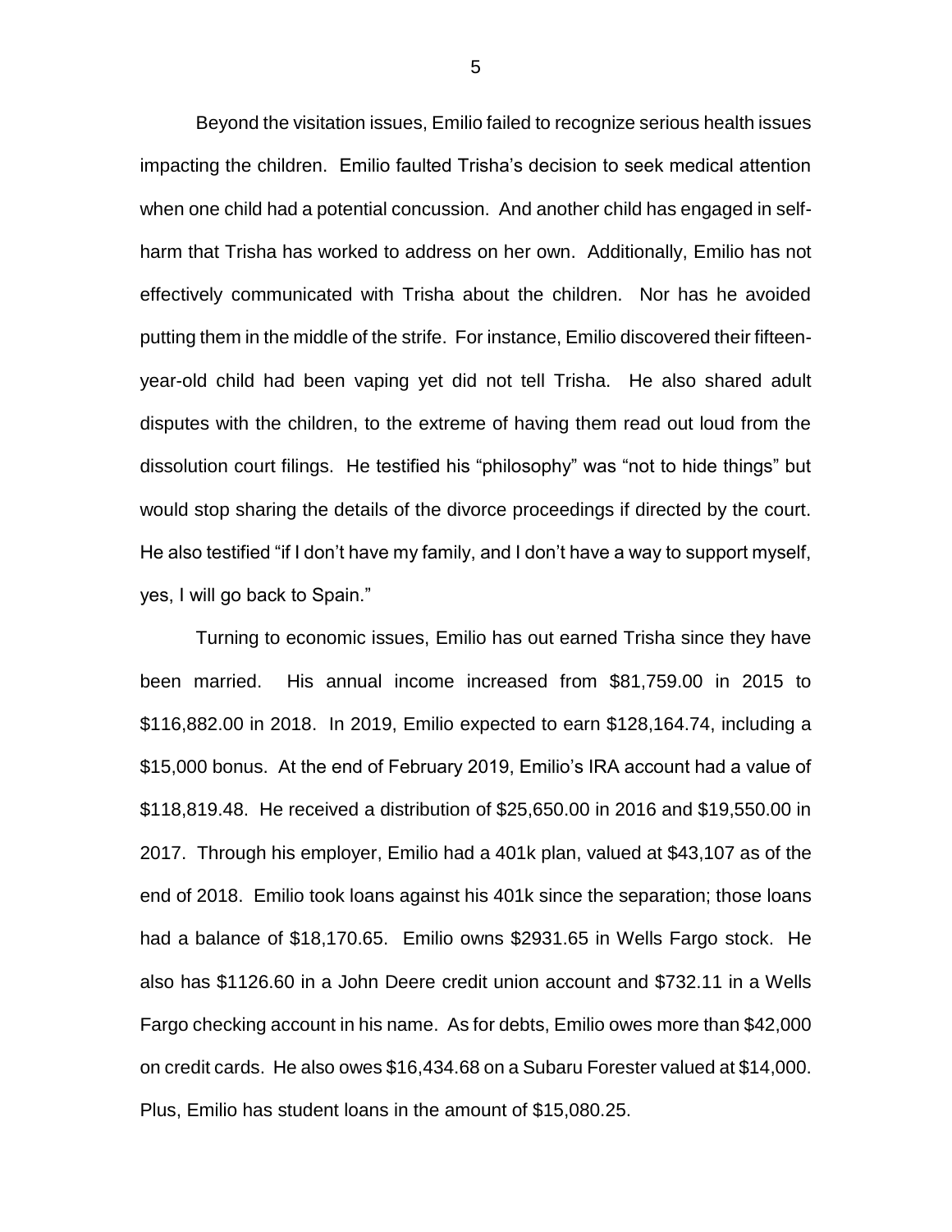Beyond the visitation issues, Emilio failed to recognize serious health issues impacting the children. Emilio faulted Trisha's decision to seek medical attention when one child had a potential concussion. And another child has engaged in self-harm that Trisha has worked to address on her own. Additionally, Emilio has not effectively communicated with Trisha about the children. Nor has he avoided putting them in the middle of the strife. For instance, Emilio discovered their fifteen-year-old child had been vaping yet did not tell Trisha. He also shared adult disputes with the children, to the extreme of having them read out loud from the dissolution court filings. He testified his "philosophy" was "not to hide things" but would stop sharing the details of the divorce proceedings if directed by the court. He also testified "if I don't have my family, and I don't have a way to support myself, yes, I will go back to Spain."

Turning to economic issues, Emilio has out earned Trisha since they have been married. His annual income increased from $81,759.00 in 2015 to $116,882.00 in 2018. In 2019, Emilio expected to earn $128,164.74, including a $15,000 bonus. At the end of February 2019, Emilio's IRA account had a value of $118,819.48. He received a distribution of $25,650.00 in 2016 and $19,550.00 in 2017. Through his employer, Emilio had a 401k plan, valued at $43,107 as of the end of 2018. Emilio took loans against his 401k since the separation; those loans had a balance of $18,170.65. Emilio owns $2931.65 in Wells Fargo stock. He also has $1126.60 in a John Deere credit union account and $732.11 in a Wells Fargo checking account in his name. As for debts, Emilio owes more than $42,000 on credit cards. He also owes $16,434.68 on a Subaru Forester valued at $14,000. Plus, Emilio has student loans in the amount of $15,080.25.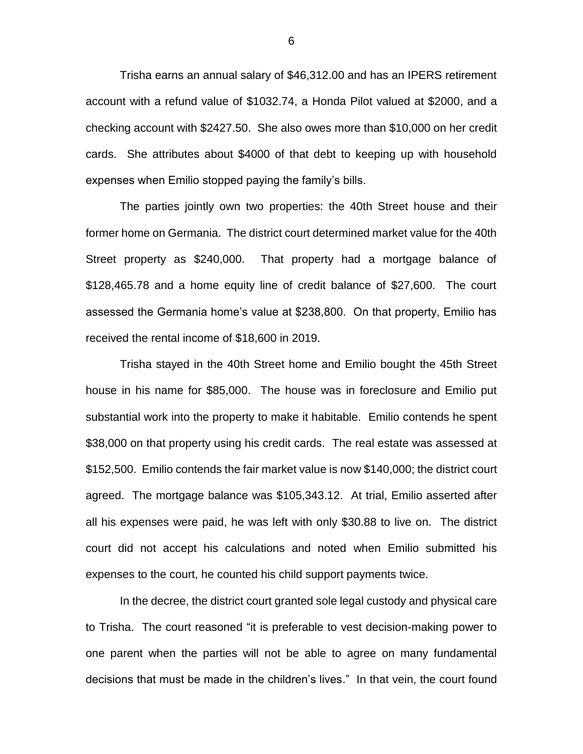Trisha earns an annual salary of $46,312.00 and has an IPERS retirement account with a refund value of $1032.74, a Honda Pilot valued at $2000, and a checking account with $2427.50. She also owes more than $10,000 on her credit cards. She attributes about $4000 of that debt to keeping up with household expenses when Emilio stopped paying the family's bills.

The parties jointly own two properties: the 40th Street house and their former home on Germania. The district court determined market value for the 40th Street property as $240,000. That property had a mortgage balance of $128,465.78 and a home equity line of credit balance of $27,600. The court assessed the Germania home's value at $238,800. On that property, Emilio has received the rental income of $18,600 in 2019.

Trisha stayed in the 40th Street home and Emilio bought the 45th Street house in his name for $85,000. The house was in foreclosure and Emilio put substantial work into the property to make it habitable. Emilio contends he spent $38,000 on that property using his credit cards. The real estate was assessed at $152,500. Emilio contends the fair market value is now $140,000; the district court agreed. The mortgage balance was $105,343.12. At trial, Emilio asserted after all his expenses were paid, he was left with only $30.88 to live on. The district court did not accept his calculations and noted when Emilio submitted his expenses to the court, he counted his child support payments twice.

In the decree, the district court granted sole legal custody and physical care to Trisha. The court reasoned "it is preferable to vest decision-making power to one parent when the parties will not be able to agree on many fundamental decisions that must be made in the children's lives." In that vein, the court found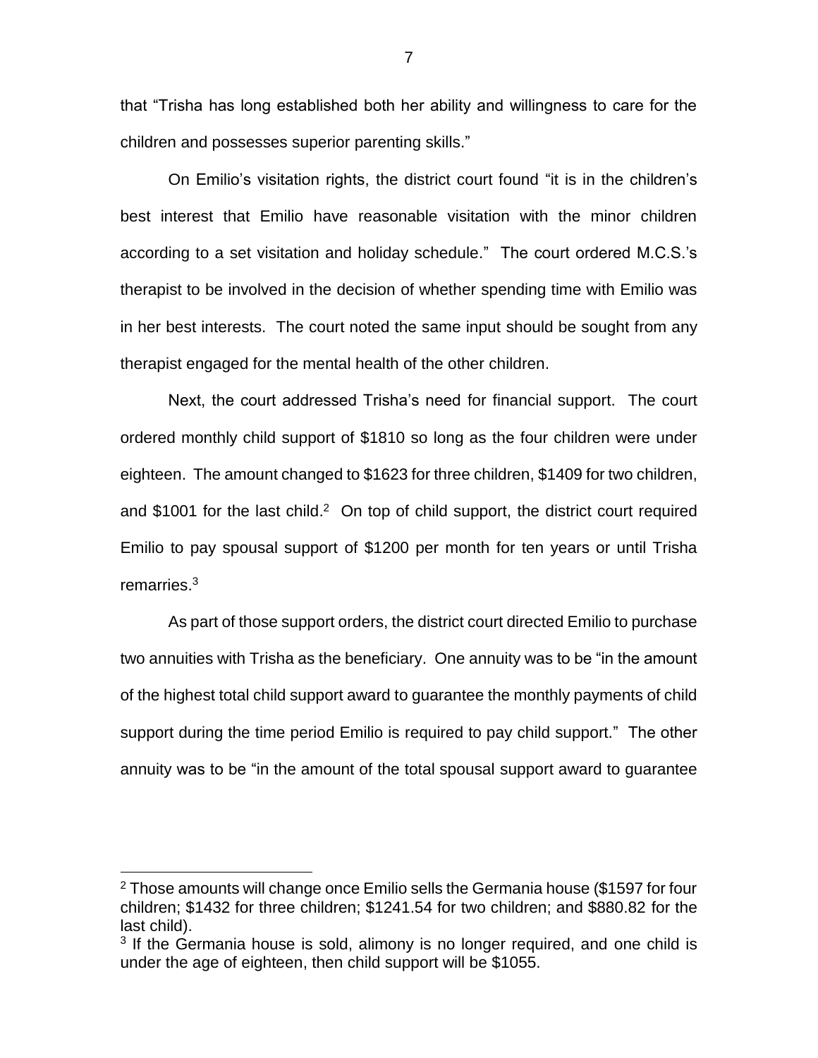that "Trisha has long established both her ability and willingness to care for the children and possesses superior parenting skills."

On Emilio's visitation rights, the district court found "it is in the children's best interest that Emilio have reasonable visitation with the minor children according to a set visitation and holiday schedule." The court ordered M.C.S.'s therapist to be involved in the decision of whether spending time with Emilio was in her best interests. The court noted the same input should be sought from any therapist engaged for the mental health of the other children.

Next, the court addressed Trisha's need for financial support. The court ordered monthly child support of $1810 so long as the four children were under eighteen. The amount changed to $1623 for three children, $1409 for two children, and $1001 for the last child.[2] On top of child support, the district court required Emilio to pay spousal support of $1200 per month for ten years or until Trisha remarries.[3]

As part of those support orders, the district court directed Emilio to purchase two annuities with Trisha as the beneficiary. One annuity was to be "in the amount of the highest total child support award to guarantee the monthly payments of child support during the time period Emilio is required to pay child support." The other annuity was to be "in the amount of the total spousal support award to guarantee

---

[2] Those amounts will change once Emilio sells the Germania house ($1597 for four children; $1432 for three children; $1241.54 for two children; and $880.82 for the last child).

[3] If the Germania house is sold, alimony is no longer required, and one child is under the age of eighteen, then child support will be $1055.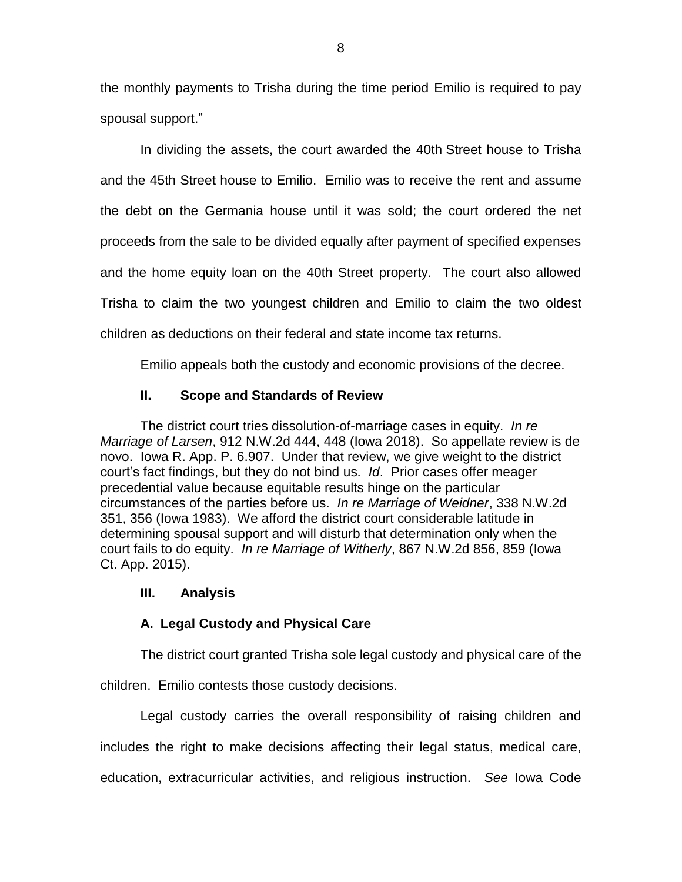the monthly payments to Trisha during the time period Emilio is required to pay spousal support."

In dividing the assets, the court awarded the 40th Street house to Trisha and the 45th Street house to Emilio. Emilio was to receive the rent and assume the debt on the Germania house until it was sold; the court ordered the net proceeds from the sale to be divided equally after payment of specified expenses and the home equity loan on the 40th Street property. The court also allowed Trisha to claim the two youngest children and Emilio to claim the two oldest children as deductions on their federal and state income tax returns.

Emilio appeals both the custody and economic provisions of the decree.

## II. Scope and Standards of Review

The district court tries dissolution-of-marriage cases in equity. *In re Marriage of Larsen*, 912 N.W.2d 444, 448 (Iowa 2018). So appellate review is de novo. Iowa R. App. P. 6.907. Under that review, we give weight to the district court's fact findings, but they do not bind us. *Id*. Prior cases offer meager precedential value because equitable results hinge on the particular circumstances of the parties before us. *In re Marriage of Weidner*, 338 N.W.2d 351, 356 (Iowa 1983). We afford the district court considerable latitude in determining spousal support and will disturb that determination only when the court fails to do equity. *In re Marriage of Witherly*, 867 N.W.2d 856, 859 (Iowa Ct. App. 2015).

## III. Analysis

### A. Legal Custody and Physical Care

The district court granted Trisha sole legal custody and physical care of the children. Emilio contests those custody decisions.

Legal custody carries the overall responsibility of raising children and includes the right to make decisions affecting their legal status, medical care, education, extracurricular activities, and religious instruction. *See* Iowa Code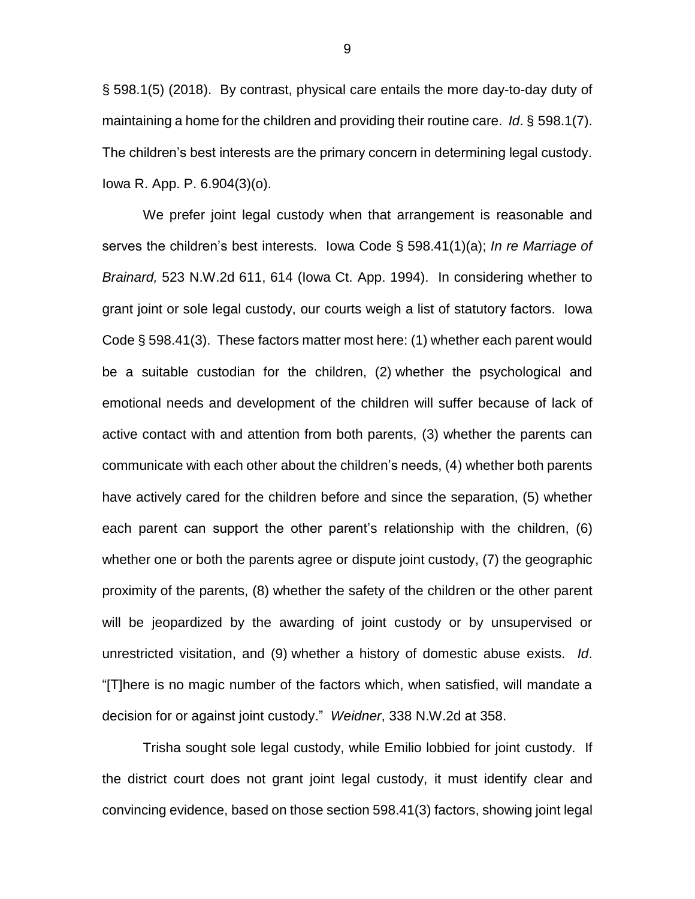§ 598.1(5) (2018). By contrast, physical care entails the more day-to-day duty of maintaining a home for the children and providing their routine care. *Id*. § 598.1(7). The children's best interests are the primary concern in determining legal custody. Iowa R. App. P. 6.904(3)(o).

We prefer joint legal custody when that arrangement is reasonable and serves the children's best interests. Iowa Code § 598.41(1)(a); *In re Marriage of Brainard,* 523 N.W.2d 611, 614 (Iowa Ct. App. 1994). In considering whether to grant joint or sole legal custody, our courts weigh a list of statutory factors. Iowa Code § 598.41(3). These factors matter most here: (1) whether each parent would be a suitable custodian for the children, (2) whether the psychological and emotional needs and development of the children will suffer because of lack of active contact with and attention from both parents, (3) whether the parents can communicate with each other about the children's needs, (4) whether both parents have actively cared for the children before and since the separation, (5) whether each parent can support the other parent's relationship with the children, (6) whether one or both the parents agree or dispute joint custody, (7) the geographic proximity of the parents, (8) whether the safety of the children or the other parent will be jeopardized by the awarding of joint custody or by unsupervised or unrestricted visitation, and (9) whether a history of domestic abuse exists. *Id*. "[T]here is no magic number of the factors which, when satisfied, will mandate a decision for or against joint custody." *Weidner*, 338 N.W.2d at 358.

Trisha sought sole legal custody, while Emilio lobbied for joint custody. If the district court does not grant joint legal custody, it must identify clear and convincing evidence, based on those section 598.41(3) factors, showing joint legal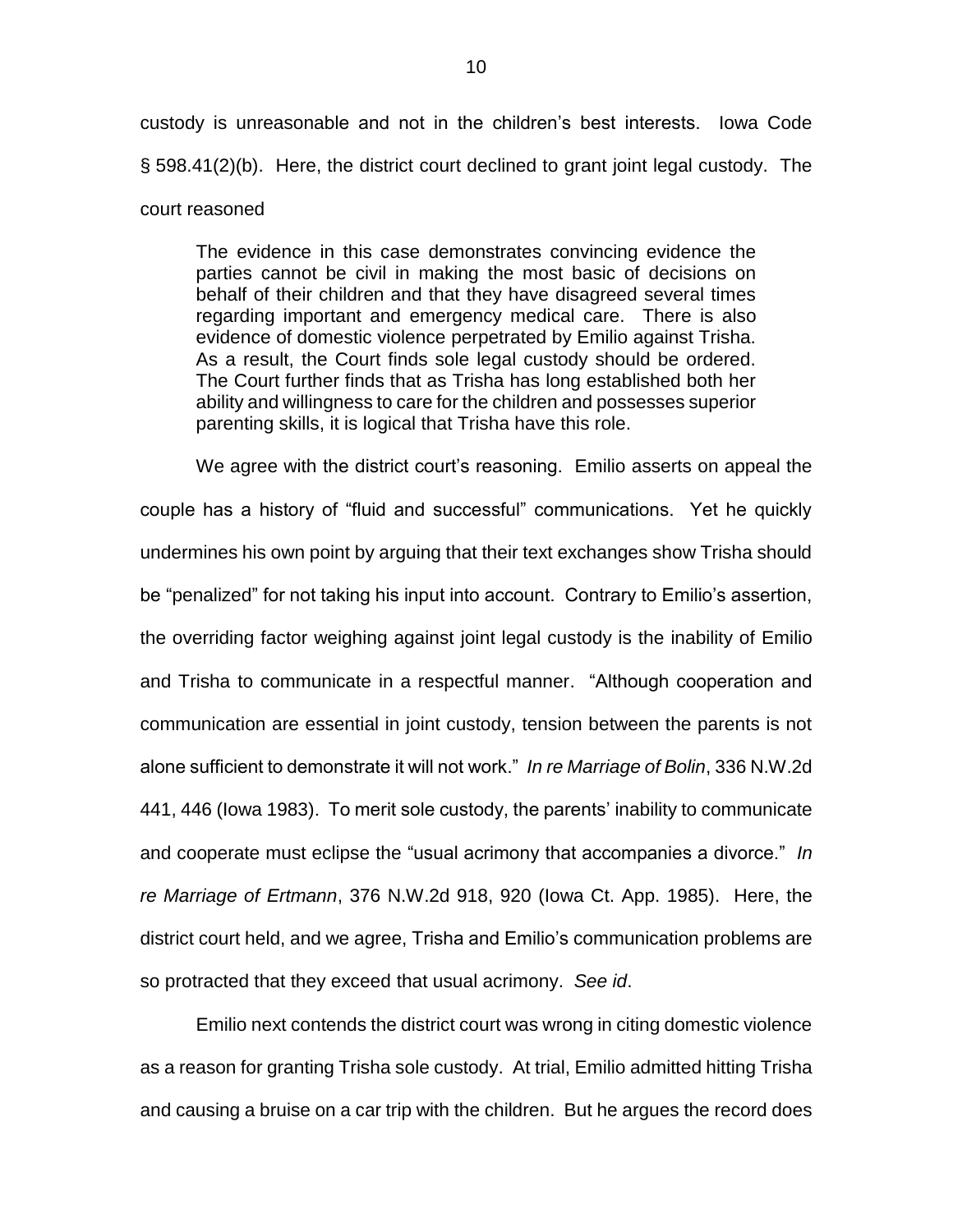custody is unreasonable and not in the children's best interests. Iowa Code § 598.41(2)(b). Here, the district court declined to grant joint legal custody. The court reasoned

> The evidence in this case demonstrates convincing evidence the parties cannot be civil in making the most basic of decisions on behalf of their children and that they have disagreed several times regarding important and emergency medical care. There is also evidence of domestic violence perpetrated by Emilio against Trisha. As a result, the Court finds sole legal custody should be ordered. The Court further finds that as Trisha has long established both her ability and willingness to care for the children and possesses superior parenting skills, it is logical that Trisha have this role.

We agree with the district court's reasoning. Emilio asserts on appeal the couple has a history of "fluid and successful" communications. Yet he quickly undermines his own point by arguing that their text exchanges show Trisha should be "penalized" for not taking his input into account. Contrary to Emilio's assertion, the overriding factor weighing against joint legal custody is the inability of Emilio and Trisha to communicate in a respectful manner. "Although cooperation and communication are essential in joint custody, tension between the parents is not alone sufficient to demonstrate it will not work." *In re Marriage of Bolin*, 336 N.W.2d 441, 446 (Iowa 1983). To merit sole custody, the parents' inability to communicate and cooperate must eclipse the "usual acrimony that accompanies a divorce." *In re Marriage of Ertmann*, 376 N.W.2d 918, 920 (Iowa Ct. App. 1985). Here, the district court held, and we agree, Trisha and Emilio's communication problems are so protracted that they exceed that usual acrimony. *See id*.

Emilio next contends the district court was wrong in citing domestic violence as a reason for granting Trisha sole custody. At trial, Emilio admitted hitting Trisha and causing a bruise on a car trip with the children. But he argues the record does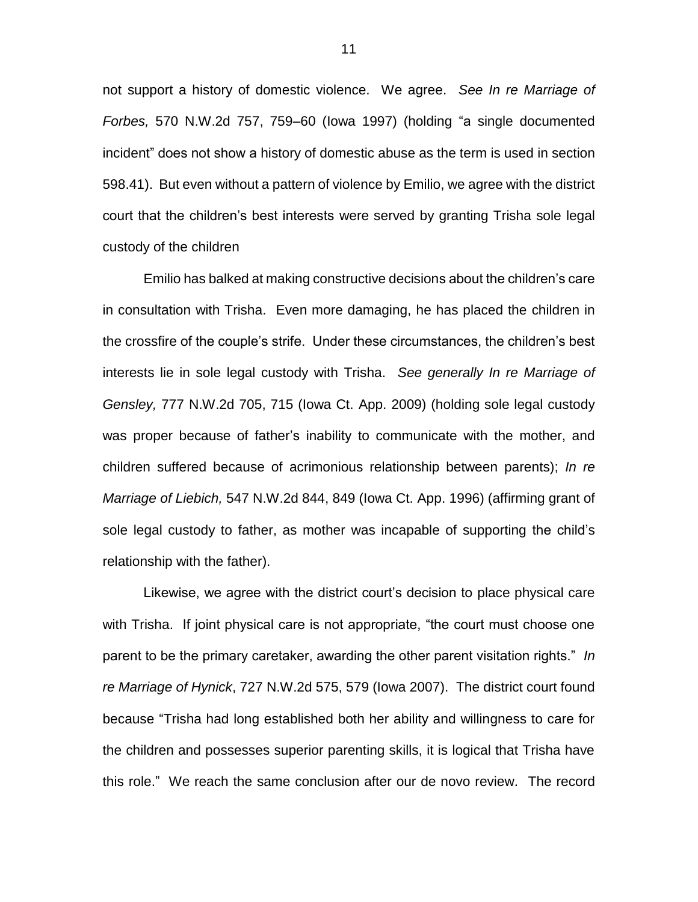not support a history of domestic violence. We agree. *See In re Marriage of Forbes,* 570 N.W.2d 757, 759–60 (Iowa 1997) (holding "a single documented incident" does not show a history of domestic abuse as the term is used in section 598.41). But even without a pattern of violence by Emilio, we agree with the district court that the children's best interests were served by granting Trisha sole legal custody of the children

Emilio has balked at making constructive decisions about the children's care in consultation with Trisha. Even more damaging, he has placed the children in the crossfire of the couple's strife. Under these circumstances, the children's best interests lie in sole legal custody with Trisha. *See generally In re Marriage of Gensley,* 777 N.W.2d 705, 715 (Iowa Ct. App. 2009) (holding sole legal custody was proper because of father's inability to communicate with the mother, and children suffered because of acrimonious relationship between parents); *In re Marriage of Liebich,* 547 N.W.2d 844, 849 (Iowa Ct. App. 1996) (affirming grant of sole legal custody to father, as mother was incapable of supporting the child's relationship with the father).

Likewise, we agree with the district court's decision to place physical care with Trisha. If joint physical care is not appropriate, "the court must choose one parent to be the primary caretaker, awarding the other parent visitation rights." *In re Marriage of Hynick*, 727 N.W.2d 575, 579 (Iowa 2007). The district court found because "Trisha had long established both her ability and willingness to care for the children and possesses superior parenting skills, it is logical that Trisha have this role." We reach the same conclusion after our de novo review. The record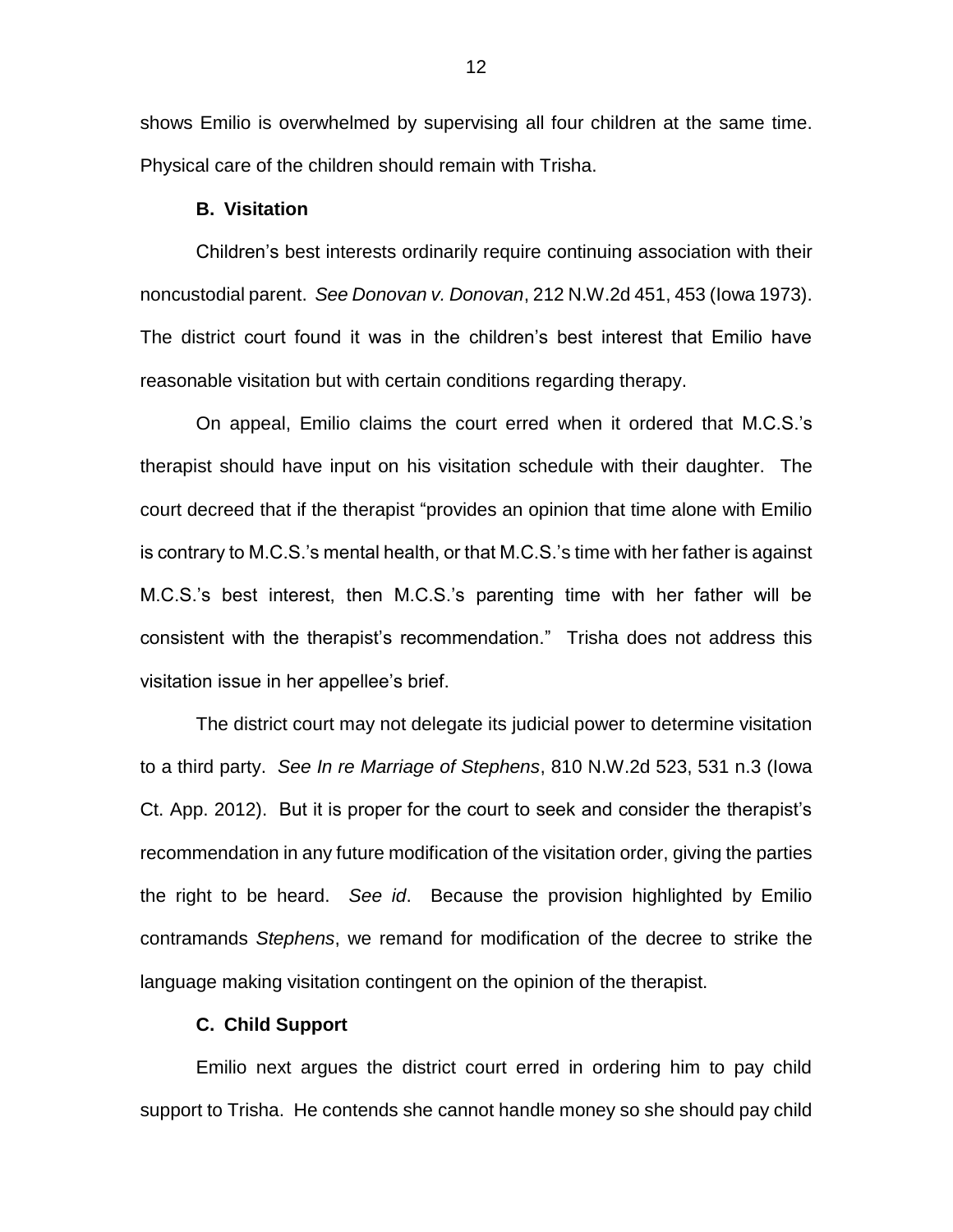shows Emilio is overwhelmed by supervising all four children at the same time. Physical care of the children should remain with Trisha.

### B. Visitation

Children's best interests ordinarily require continuing association with their noncustodial parent. *See Donovan v. Donovan*, 212 N.W.2d 451, 453 (Iowa 1973). The district court found it was in the children's best interest that Emilio have reasonable visitation but with certain conditions regarding therapy.

On appeal, Emilio claims the court erred when it ordered that M.C.S.'s therapist should have input on his visitation schedule with their daughter. The court decreed that if the therapist "provides an opinion that time alone with Emilio is contrary to M.C.S.'s mental health, or that M.C.S.'s time with her father is against M.C.S.'s best interest, then M.C.S.'s parenting time with her father will be consistent with the therapist's recommendation." Trisha does not address this visitation issue in her appellee's brief.

The district court may not delegate its judicial power to determine visitation to a third party. *See In re Marriage of Stephens*, 810 N.W.2d 523, 531 n.3 (Iowa Ct. App. 2012). But it is proper for the court to seek and consider the therapist's recommendation in any future modification of the visitation order, giving the parties the right to be heard. *See id*. Because the provision highlighted by Emilio contramands *Stephens*, we remand for modification of the decree to strike the language making visitation contingent on the opinion of the therapist.

### C. Child Support

Emilio next argues the district court erred in ordering him to pay child support to Trisha. He contends she cannot handle money so she should pay child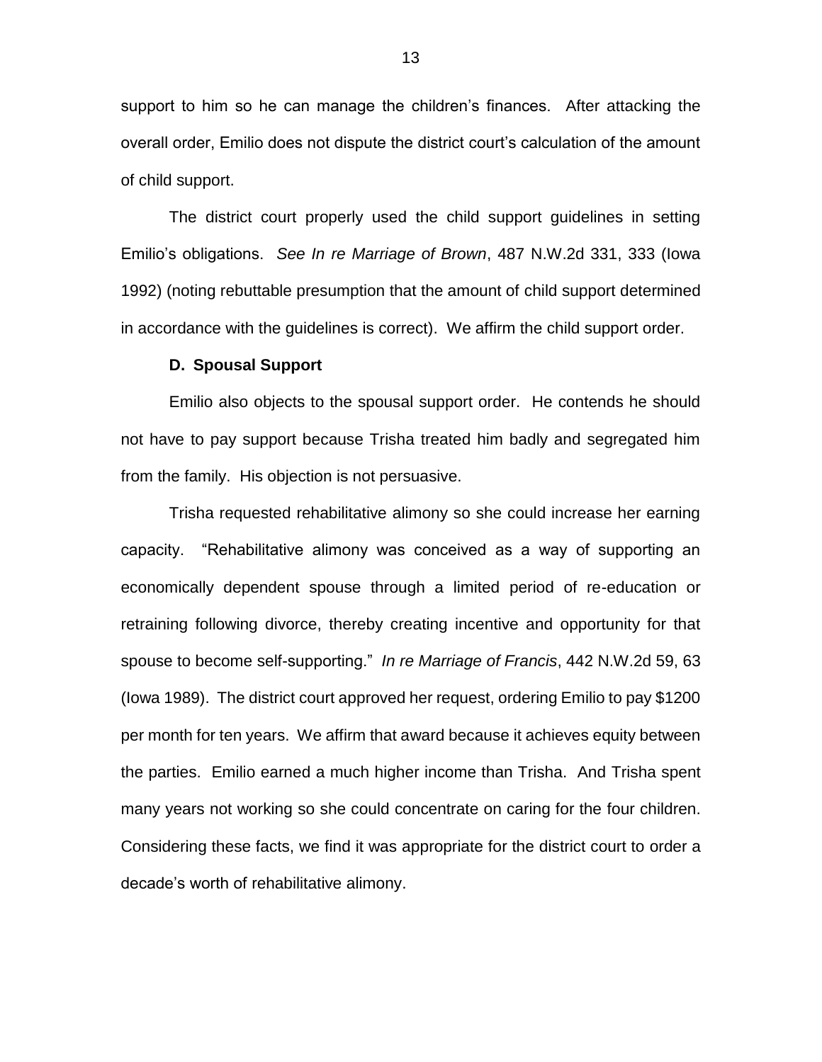support to him so he can manage the children's finances. After attacking the overall order, Emilio does not dispute the district court's calculation of the amount of child support.

The district court properly used the child support guidelines in setting Emilio's obligations. *See In re Marriage of Brown*, 487 N.W.2d 331, 333 (Iowa 1992) (noting rebuttable presumption that the amount of child support determined in accordance with the guidelines is correct). We affirm the child support order.

**D. Spousal Support**

Emilio also objects to the spousal support order. He contends he should not have to pay support because Trisha treated him badly and segregated him from the family. His objection is not persuasive.

Trisha requested rehabilitative alimony so she could increase her earning capacity. "Rehabilitative alimony was conceived as a way of supporting an economically dependent spouse through a limited period of re-education or retraining following divorce, thereby creating incentive and opportunity for that spouse to become self-supporting." *In re Marriage of Francis*, 442 N.W.2d 59, 63 (Iowa 1989). The district court approved her request, ordering Emilio to pay $1200 per month for ten years. We affirm that award because it achieves equity between the parties. Emilio earned a much higher income than Trisha. And Trisha spent many years not working so she could concentrate on caring for the four children. Considering these facts, we find it was appropriate for the district court to order a decade's worth of rehabilitative alimony.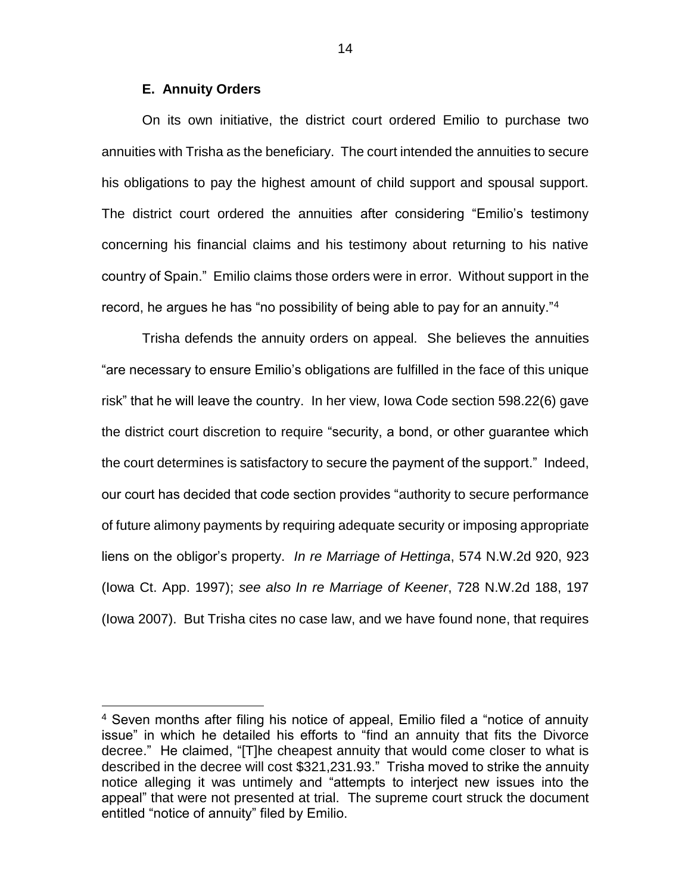### E. Annuity Orders

On its own initiative, the district court ordered Emilio to purchase two annuities with Trisha as the beneficiary. The court intended the annuities to secure his obligations to pay the highest amount of child support and spousal support. The district court ordered the annuities after considering "Emilio's testimony concerning his financial claims and his testimony about returning to his native country of Spain." Emilio claims those orders were in error. Without support in the record, he argues he has "no possibility of being able to pay for an annuity."[4]

Trisha defends the annuity orders on appeal. She believes the annuities "are necessary to ensure Emilio's obligations are fulfilled in the face of this unique risk" that he will leave the country. In her view, Iowa Code section 598.22(6) gave the district court discretion to require "security, a bond, or other guarantee which the court determines is satisfactory to secure the payment of the support." Indeed, our court has decided that code section provides "authority to secure performance of future alimony payments by requiring adequate security or imposing appropriate liens on the obligor's property. *In re Marriage of Hettinga*, 574 N.W.2d 920, 923 (Iowa Ct. App. 1997); *see also In re Marriage of Keener*, 728 N.W.2d 188, 197 (Iowa 2007). But Trisha cites no case law, and we have found none, that requires

[4] Seven months after filing his notice of appeal, Emilio filed a "notice of annuity issue" in which he detailed his efforts to "find an annuity that fits the Divorce decree." He claimed, "[T]he cheapest annuity that would come closer to what is described in the decree will cost $321,231.93." Trisha moved to strike the annuity notice alleging it was untimely and "attempts to interject new issues into the appeal" that were not presented at trial. The supreme court struck the document entitled "notice of annuity" filed by Emilio.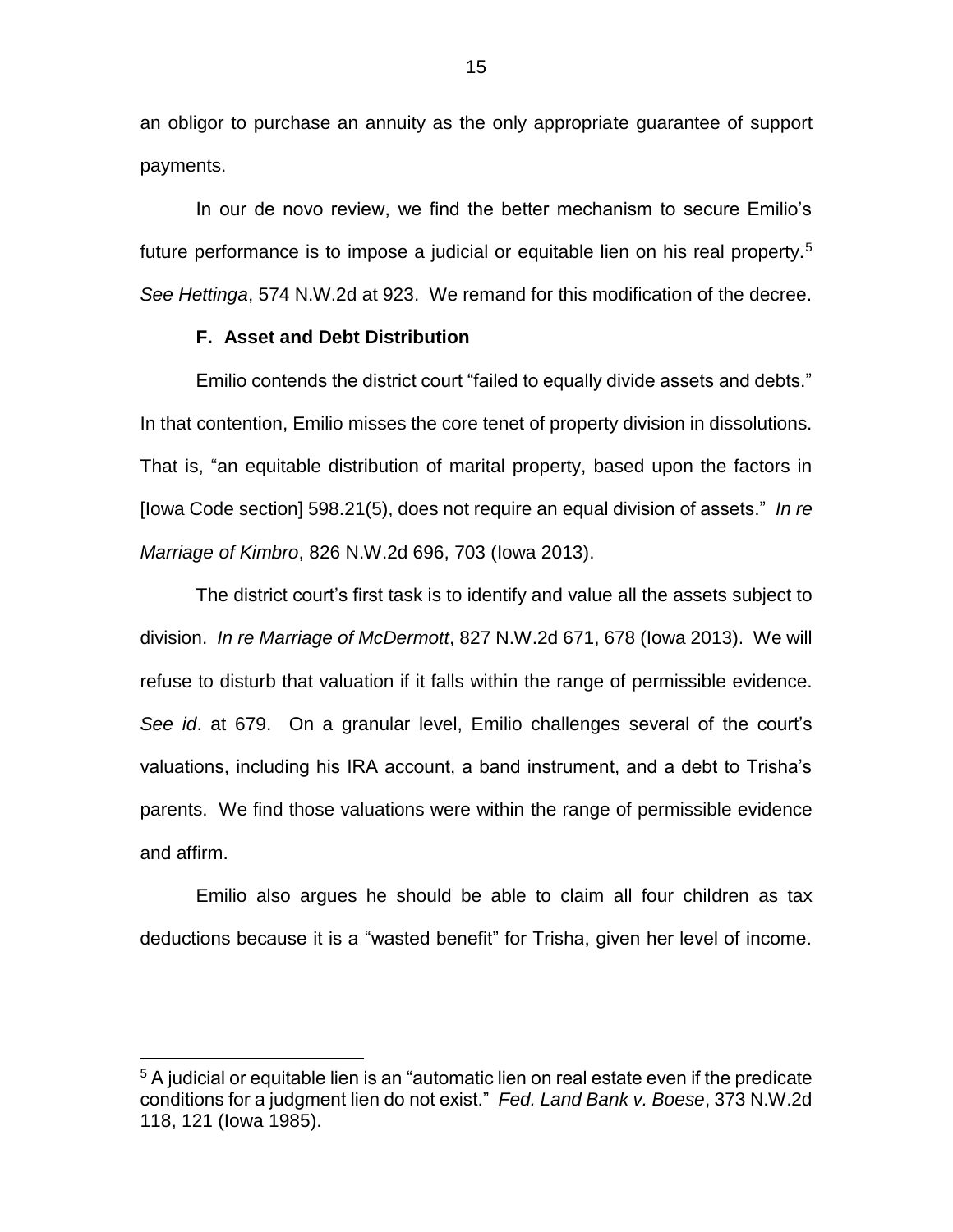an obligor to purchase an annuity as the only appropriate guarantee of support payments.

In our de novo review, we find the better mechanism to secure Emilio's future performance is to impose a judicial or equitable lien on his real property.[5] *See Hettinga*, 574 N.W.2d at 923. We remand for this modification of the decree.

### F. Asset and Debt Distribution

Emilio contends the district court "failed to equally divide assets and debts." In that contention, Emilio misses the core tenet of property division in dissolutions. That is, "an equitable distribution of marital property, based upon the factors in [Iowa Code section] 598.21(5), does not require an equal division of assets." *In re Marriage of Kimbro*, 826 N.W.2d 696, 703 (Iowa 2013).

The district court's first task is to identify and value all the assets subject to division. *In re Marriage of McDermott*, 827 N.W.2d 671, 678 (Iowa 2013). We will refuse to disturb that valuation if it falls within the range of permissible evidence. *See id*. at 679. On a granular level, Emilio challenges several of the court's valuations, including his IRA account, a band instrument, and a debt to Trisha's parents. We find those valuations were within the range of permissible evidence and affirm.

Emilio also argues he should be able to claim all four children as tax deductions because it is a "wasted benefit" for Trisha, given her level of income.

---

[5] A judicial or equitable lien is an "automatic lien on real estate even if the predicate conditions for a judgment lien do not exist." *Fed. Land Bank v. Boese*, 373 N.W.2d 118, 121 (Iowa 1985).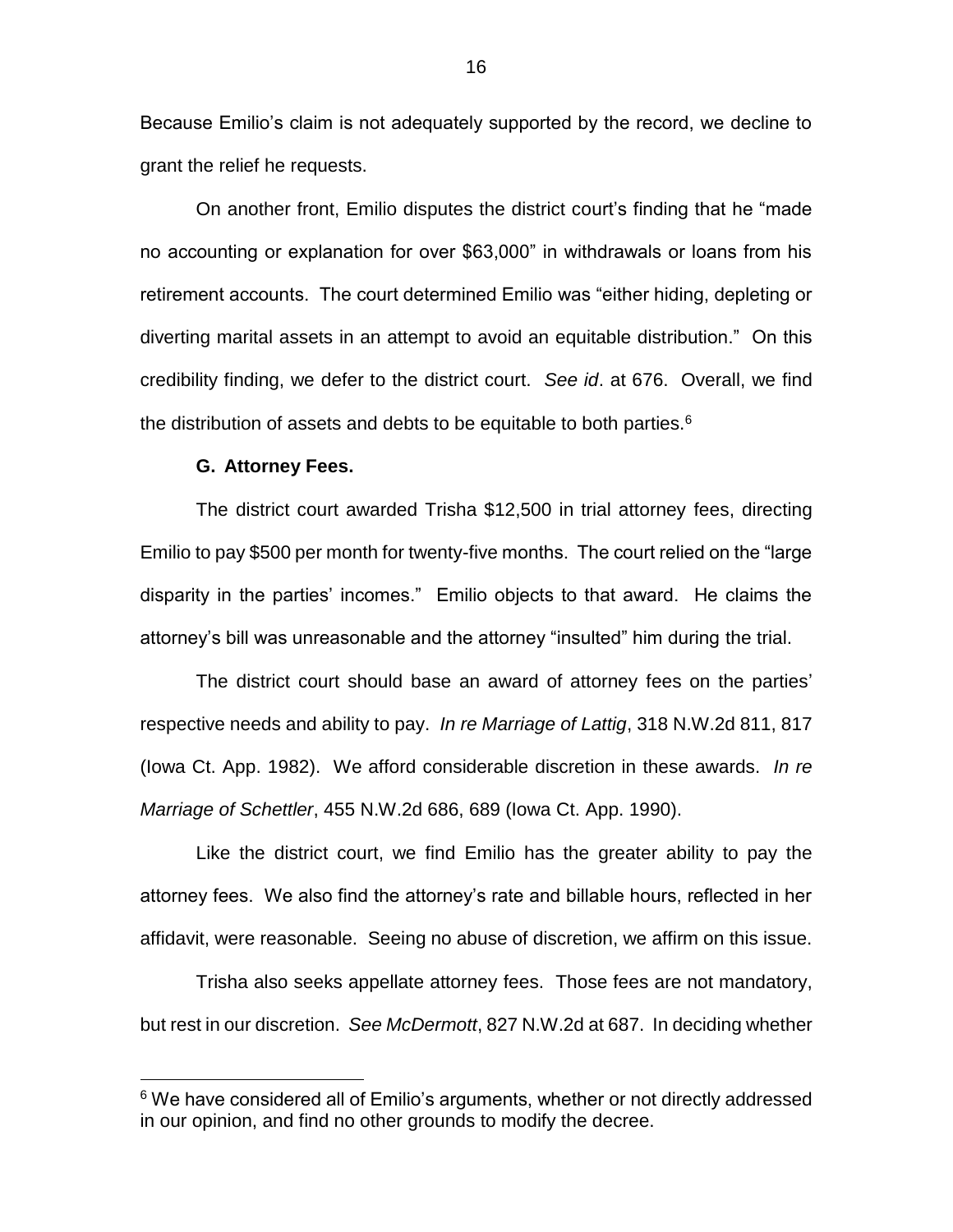Because Emilio's claim is not adequately supported by the record, we decline to grant the relief he requests.

On another front, Emilio disputes the district court's finding that he "made no accounting or explanation for over $63,000" in withdrawals or loans from his retirement accounts. The court determined Emilio was "either hiding, depleting or diverting marital assets in an attempt to avoid an equitable distribution." On this credibility finding, we defer to the district court. *See id*. at 676. Overall, we find the distribution of assets and debts to be equitable to both parties.[6]

**G. Attorney Fees.**

The district court awarded Trisha $12,500 in trial attorney fees, directing Emilio to pay $500 per month for twenty-five months. The court relied on the "large disparity in the parties' incomes." Emilio objects to that award. He claims the attorney's bill was unreasonable and the attorney "insulted" him during the trial.

The district court should base an award of attorney fees on the parties' respective needs and ability to pay. *In re Marriage of Lattig*, 318 N.W.2d 811, 817 (Iowa Ct. App. 1982). We afford considerable discretion in these awards. *In re Marriage of Schettler*, 455 N.W.2d 686, 689 (Iowa Ct. App. 1990).

Like the district court, we find Emilio has the greater ability to pay the attorney fees. We also find the attorney's rate and billable hours, reflected in her affidavit, were reasonable. Seeing no abuse of discretion, we affirm on this issue.

Trisha also seeks appellate attorney fees. Those fees are not mandatory, but rest in our discretion. *See McDermott*, 827 N.W.2d at 687. In deciding whether

[6] We have considered all of Emilio's arguments, whether or not directly addressed in our opinion, and find no other grounds to modify the decree.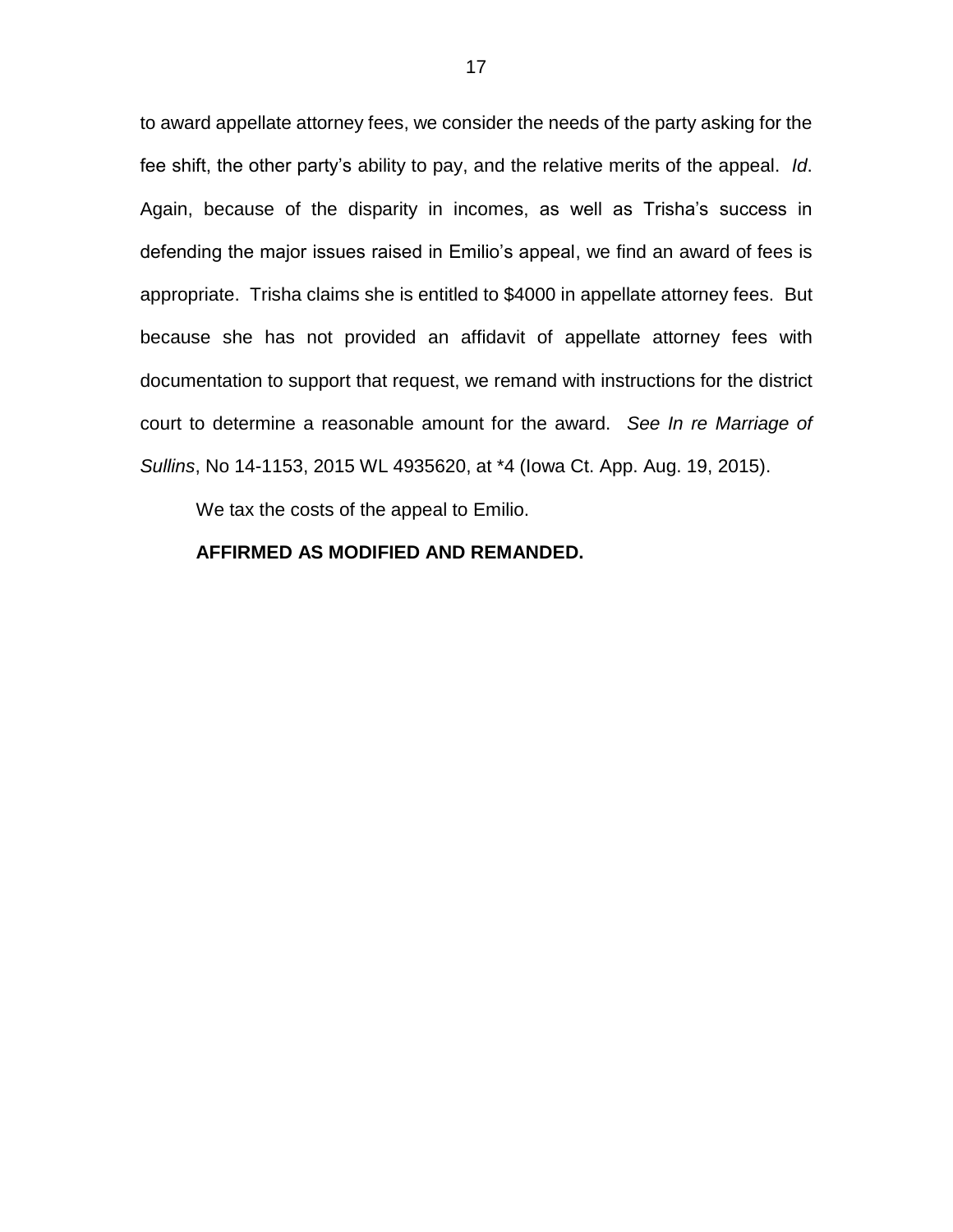to award appellate attorney fees, we consider the needs of the party asking for the fee shift, the other party's ability to pay, and the relative merits of the appeal. *Id*. Again, because of the disparity in incomes, as well as Trisha's success in defending the major issues raised in Emilio's appeal, we find an award of fees is appropriate. Trisha claims she is entitled to $4000 in appellate attorney fees. But because she has not provided an affidavit of appellate attorney fees with documentation to support that request, we remand with instructions for the district court to determine a reasonable amount for the award. *See In re Marriage of Sullins*, No 14-1153, 2015 WL 4935620, at *4 (Iowa Ct. App. Aug. 19, 2015).

We tax the costs of the appeal to Emilio.

**AFFIRMED AS MODIFIED AND REMANDED.**